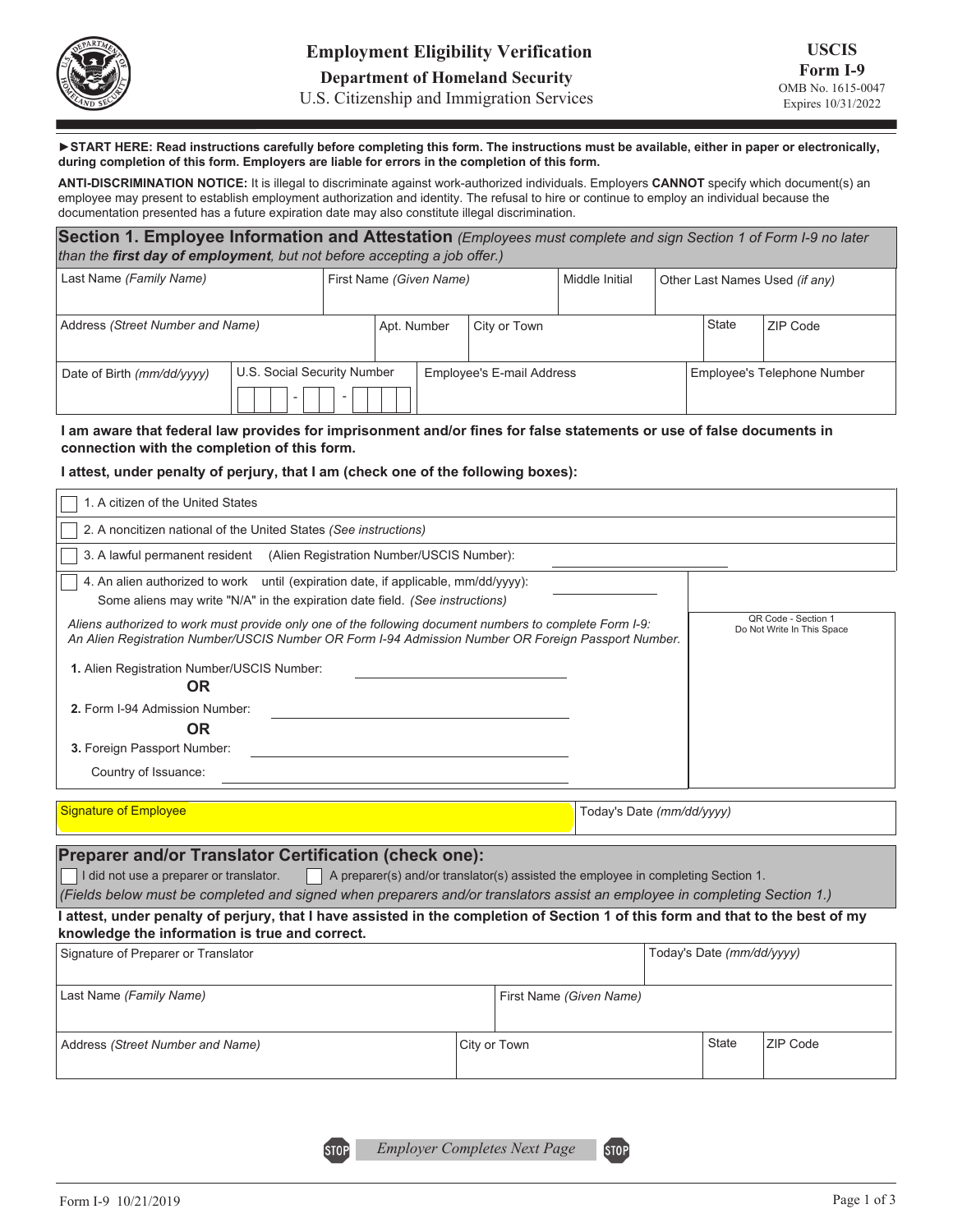# Employment Eligibility Verification

**Department of Homeland Security**

U.S. Citizenship and Immigration Services

**USCIS Form I-9**

OMB No. 1615-0047

Expires 10/31/2022

**►START HERE: Read instructions carefully before completing this form. The instructions must be available, either in paper or electronically, during completion of this form. Employers are liable for errors in the completion of this form.**

**ANTI-DISCRIMINATION NOTICE:** It is illegal to discriminate against work-authorized individuals. Employers **CANNOT** specify which document(s) an employee may present to establish employment authorization and identity. The refusal to hire or continue to employ an individual because the documentation presented has a future expiration date may also constitute illegal discrimination.

## Section 1. Employee Information and Attestation

*(Employees must complete and sign Section 1 of Form I-9 no later than the* ***first day of employment****, but not before accepting a job offer.)*

| Last Name *(Family Name)* | First Name *(Given Name)* | Middle Initial | Other Last Names Used *(if any)* |
|---|---|---|---|
| | | | |

| Address *(Street Number and Name)* | Apt. Number | City or Town | State | ZIP Code |
|---|---|---|---|---|
| | | | | |

| Date of Birth *(mm/dd/yyyy)* | U.S. Social Security Number | Employee's E-mail Address | Employee's Telephone Number |
|---|---|---|---|
| | - - | | |

**I am aware that federal law provides for imprisonment and/or fines for false statements or use of false documents in connection with the completion of this form.**

**I attest, under penalty of perjury, that I am (check one of the following boxes):**

- ☐ 1. A citizen of the United States
- ☐ 2. A noncitizen national of the United States *(See instructions)*
- ☐ 3. A lawful permanent resident (Alien Registration Number/USCIS Number): ____________
- ☐ 4. An alien authorized to work until (expiration date, if applicable, mm/dd/yyyy): ____________
  Some aliens may write "N/A" in the expiration date field. *(See instructions)*

*Aliens authorized to work must provide only one of the following document numbers to complete Form I-9:*
*An Alien Registration Number/USCIS Number OR Form I-94 Admission Number OR Foreign Passport Number.*

**1.** Alien Registration Number/USCIS Number: ____________

**OR**

**2.** Form I-94 Admission Number: ____________

**OR**

**3.** Foreign Passport Number: ____________

Country of Issuance: ____________

QR Code - Section 1
Do Not Write In This Space

| Signature of Employee | Today's Date *(mm/dd/yyyy)* |
|---|---|
| | |

## Preparer and/or Translator Certification (check one):

☐ I did not use a preparer or translator. ☐ A preparer(s) and/or translator(s) assisted the employee in completing Section 1.

*(Fields below must be completed and signed when preparers and/or translators assist an employee in completing Section 1.)*

**I attest, under penalty of perjury, that I have assisted in the completion of Section 1 of this form and that to the best of my knowledge the information is true and correct.**

| Signature of Preparer or Translator | Today's Date *(mm/dd/yyyy)* |
|---|---|
| | |

| Last Name *(Family Name)* | First Name *(Given Name)* |
|---|---|
| | |

| Address *(Street Number and Name)* | City or Town | State | ZIP Code |
|---|---|---|---|
| | | | |

STOP *Employer Completes Next Page* STOP

Form I-9 10/21/2019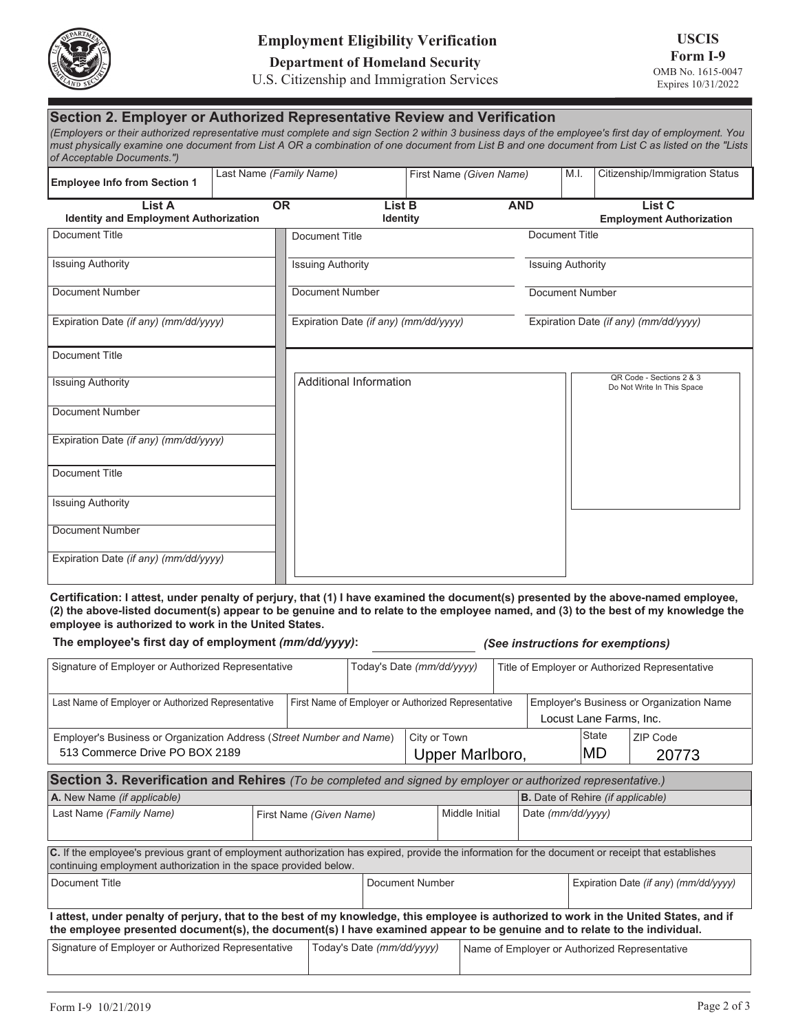**Employment Eligibility Verification**

**Department of Homeland Security**

U.S. Citizenship and Immigration Services

**USCIS Form I-9**

OMB No. 1615-0047
Expires 10/31/2022

## Section 2. Employer or Authorized Representative Review and Verification

*(Employers or their authorized representative must complete and sign Section 2 within 3 business days of the employee's first day of employment. You must physically examine one document from List A OR a combination of one document from List B and one document from List C as listed on the "Lists of Acceptable Documents.")*

| **Employee Info from Section 1** | Last Name *(Family Name)* | First Name *(Given Name)* | M.I. | Citizenship/Immigration Status |
|---|---|---|---|---|
| | | | | |

| **List A** Identity and Employment Authorization | **OR** | **List B** Identity | **AND** | **List C** Employment Authorization |
|---|---|---|---|---|
| Document Title | | Document Title | | Document Title |
| Issuing Authority | | Issuing Authority | | Issuing Authority |
| Document Number | | Document Number | | Document Number |
| Expiration Date *(if any) (mm/dd/yyyy)* | | Expiration Date *(if any) (mm/dd/yyyy)* | | Expiration Date *(if any) (mm/dd/yyyy)* |
| Document Title | | | | |
| Issuing Authority | | Additional Information | | QR Code - Sections 2 & 3 Do Not Write In This Space |
| Document Number | | | | |
| Expiration Date *(if any) (mm/dd/yyyy)* | | | | |
| Document Title | | | | |
| Issuing Authority | | | | |
| Document Number | | | | |
| Expiration Date *(if any) (mm/dd/yyyy)* | | | | |

**Certification: I attest, under penalty of perjury, that (1) I have examined the document(s) presented by the above-named employee, (2) the above-listed document(s) appear to be genuine and to relate to the employee named, and (3) to the best of my knowledge the employee is authorized to work in the United States.**

**The employee's first day of employment *(mm/dd/yyyy)*:** ______________ ***(See instructions for exemptions)***

| Signature of Employer or Authorized Representative | Today's Date *(mm/dd/yyyy)* | Title of Employer or Authorized Representative |
|---|---|---|
| | | |

| Last Name of Employer or Authorized Representative | First Name of Employer or Authorized Representative | Employer's Business or Organization Name |
|---|---|---|
| | | Locust Lane Farms, Inc. |

| Employer's Business or Organization Address (*Street Number and Name*) | City or Town | State | ZIP Code |
|---|---|---|---|
| 513 Commerce Drive PO BOX 2189 | Upper Marlboro, | MD | 20773 |

## Section 3. Reverification and Rehires *(To be completed and signed by employer or authorized representative.)*

| **A.** New Name *(if applicable)* | | | **B.** Date of Rehire *(if applicable)* |
|---|---|---|---|
| Last Name *(Family Name)* | First Name *(Given Name)* | Middle Initial | Date *(mm/dd/yyyy)* |
| | | | |

**C.** If the employee's previous grant of employment authorization has expired, provide the information for the document or receipt that establishes continuing employment authorization in the space provided below.

| Document Title | Document Number | Expiration Date *(if any) (mm/dd/yyyy)* |
|---|---|---|
| | | |

**I attest, under penalty of perjury, that to the best of my knowledge, this employee is authorized to work in the United States, and if the employee presented document(s), the document(s) I have examined appear to be genuine and to relate to the individual.**

| Signature of Employer or Authorized Representative | Today's Date *(mm/dd/yyyy)* | Name of Employer or Authorized Representative |
|---|---|---|
| | | |

Form I-9 10/21/2019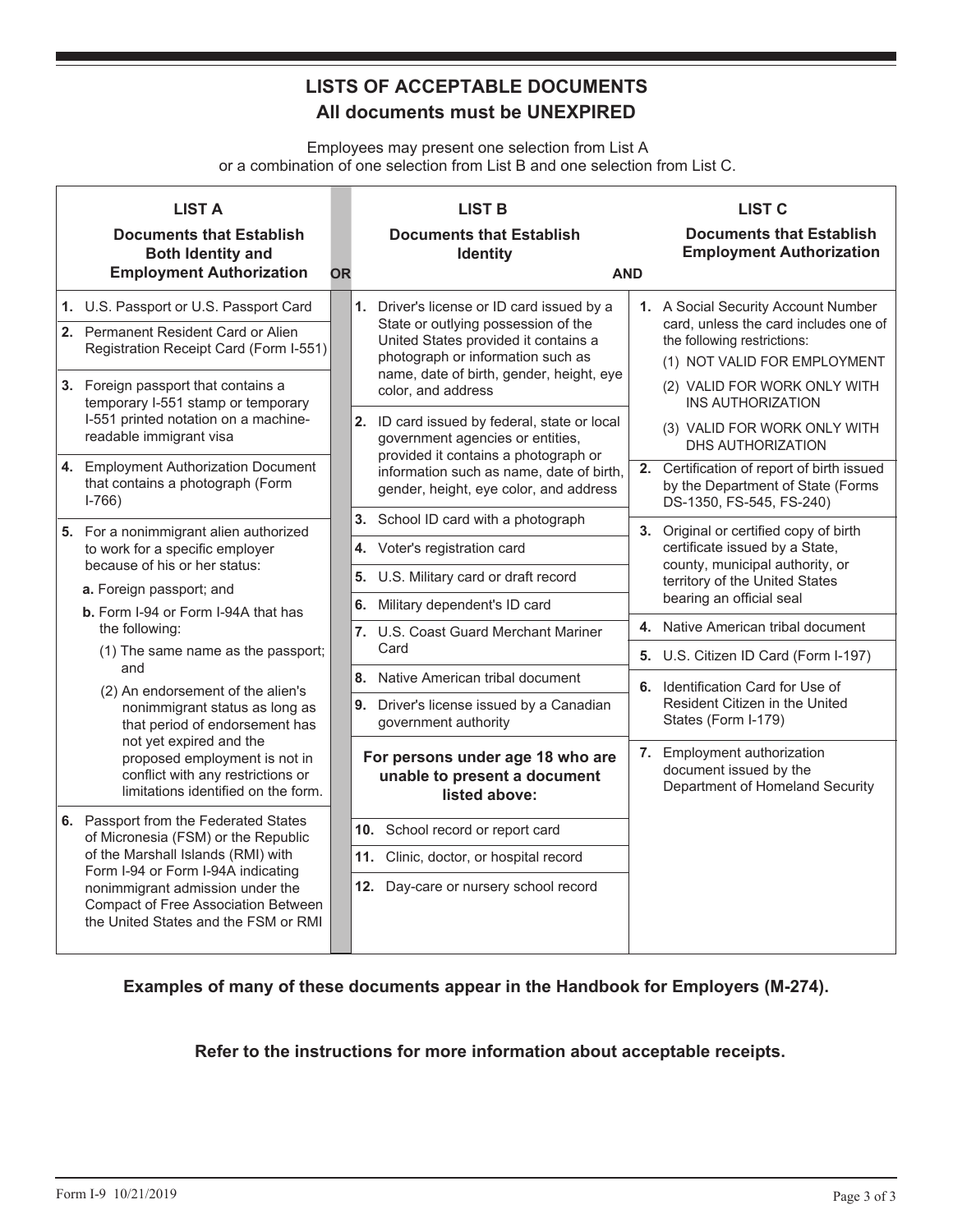## LISTS OF ACCEPTABLE DOCUMENTS
## All documents must be UNEXPIRED

Employees may present one selection from List A
or a combination of one selection from List B and one selection from List C.

| LIST A<br>Documents that Establish Both Identity and Employment Authorization | OR | LIST B<br>Documents that Establish Identity | AND | LIST C<br>Documents that Establish Employment Authorization |
|---|---|---|---|---|
| **1.** U.S. Passport or U.S. Passport Card<br>**2.** Permanent Resident Card or Alien Registration Receipt Card (Form I-551)<br>**3.** Foreign passport that contains a temporary I-551 stamp or temporary I-551 printed notation on a machine-readable immigrant visa<br>**4.** Employment Authorization Document that contains a photograph (Form I-766)<br>**5.** For a nonimmigrant alien authorized to work for a specific employer because of his or her status:<br>**a.** Foreign passport; and<br>**b.** Form I-94 or Form I-94A that has the following:<br>(1) The same name as the passport; and<br>(2) An endorsement of the alien's nonimmigrant status as long as that period of endorsement has not yet expired and the proposed employment is not in conflict with any restrictions or limitations identified on the form.<br>**6.** Passport from the Federated States of Micronesia (FSM) or the Republic of the Marshall Islands (RMI) with Form I-94 or Form I-94A indicating nonimmigrant admission under the Compact of Free Association Between the United States and the FSM or RMI | | **1.** Driver's license or ID card issued by a State or outlying possession of the United States provided it contains a photograph or information such as name, date of birth, gender, height, eye color, and address<br>**2.** ID card issued by federal, state or local government agencies or entities, provided it contains a photograph or information such as name, date of birth, gender, height, eye color, and address<br>**3.** School ID card with a photograph<br>**4.** Voter's registration card<br>**5.** U.S. Military card or draft record<br>**6.** Military dependent's ID card<br>**7.** U.S. Coast Guard Merchant Mariner Card<br>**8.** Native American tribal document<br>**9.** Driver's license issued by a Canadian government authority<br>**For persons under age 18 who are unable to present a document listed above:**<br>**10.** School record or report card<br>**11.** Clinic, doctor, or hospital record<br>**12.** Day-care or nursery school record | | **1.** A Social Security Account Number card, unless the card includes one of the following restrictions:<br>(1) NOT VALID FOR EMPLOYMENT<br>(2) VALID FOR WORK ONLY WITH INS AUTHORIZATION<br>(3) VALID FOR WORK ONLY WITH DHS AUTHORIZATION<br>**2.** Certification of report of birth issued by the Department of State (Forms DS-1350, FS-545, FS-240)<br>**3.** Original or certified copy of birth certificate issued by a State, county, municipal authority, or territory of the United States bearing an official seal<br>**4.** Native American tribal document<br>**5.** U.S. Citizen ID Card (Form I-197)<br>**6.** Identification Card for Use of Resident Citizen in the United States (Form I-179)<br>**7.** Employment authorization document issued by the Department of Homeland Security |

**Examples of many of these documents appear in the Handbook for Employers (M-274).**

**Refer to the instructions for more information about acceptable receipts.**

Form I-9 10/21/2019